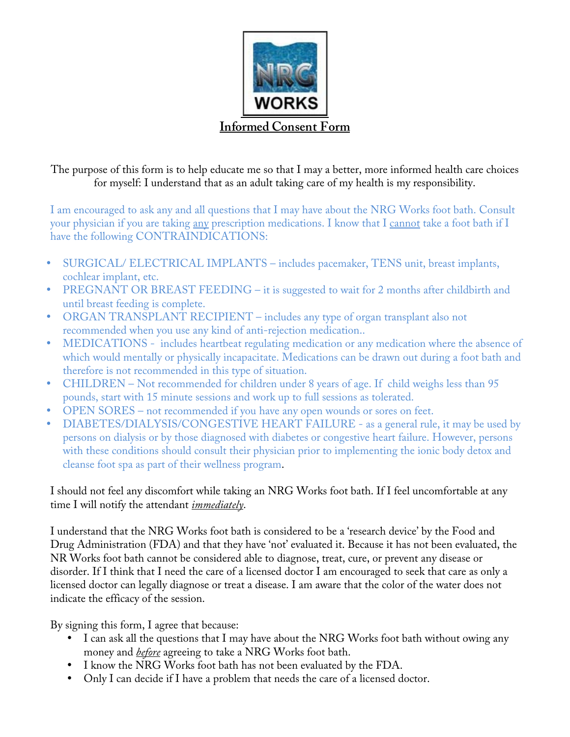NRG WORKS

# Informed Consent Form

The purpose of this form is to help educate me so that I may a better, more informed health care choices for myself: I understand that as an adult taking care of my health is my responsibility.

I am encouraged to ask any and all questions that I may have about the NRG Works foot bath. Consult your physician if you are taking any prescription medications. I know that I cannot take a foot bath if I have the following CONTRAINDICATIONS:

- SURGICAL/ ELECTRICAL IMPLANTS – includes pacemaker, TENS unit, breast implants, cochlear implant, etc.
- PREGNANT OR BREAST FEEDING – it is suggested to wait for 2 months after childbirth and until breast feeding is complete.
- ORGAN TRANSPLANT RECIPIENT – includes any type of organ transplant also not recommended when you use any kind of anti-rejection medication..
- MEDICATIONS - includes heartbeat regulating medication or any medication where the absence of which would mentally or physically incapacitate. Medications can be drawn out during a foot bath and therefore is not recommended in this type of situation.
- CHILDREN – Not recommended for children under 8 years of age. If child weighs less than 95 pounds, start with 15 minute sessions and work up to full sessions as tolerated.
- OPEN SORES – not recommended if you have any open wounds or sores on feet.
- DIABETES/DIALYSIS/CONGESTIVE HEART FAILURE - as a general rule, it may be used by persons on dialysis or by those diagnosed with diabetes or congestive heart failure. However, persons with these conditions should consult their physician prior to implementing the ionic body detox and cleanse foot spa as part of their wellness program.

I should not feel any discomfort while taking an NRG Works foot bath. If I feel uncomfortable at any time I will notify the attendant ***immediately***.

I understand that the NRG Works foot bath is considered to be a 'research device' by the Food and Drug Administration (FDA) and that they have 'not' evaluated it. Because it has not been evaluated, the NR Works foot bath cannot be considered able to diagnose, treat, cure, or prevent any disease or disorder. If I think that I need the care of a licensed doctor I am encouraged to seek that care as only a licensed doctor can legally diagnose or treat a disease. I am aware that the color of the water does not indicate the efficacy of the session.

By signing this form, I agree that because:

- I can ask all the questions that I may have about the NRG Works foot bath without owing any money and ***before*** agreeing to take a NRG Works foot bath.
- I know the NRG Works foot bath has not been evaluated by the FDA.
- Only I can decide if I have a problem that needs the care of a licensed doctor.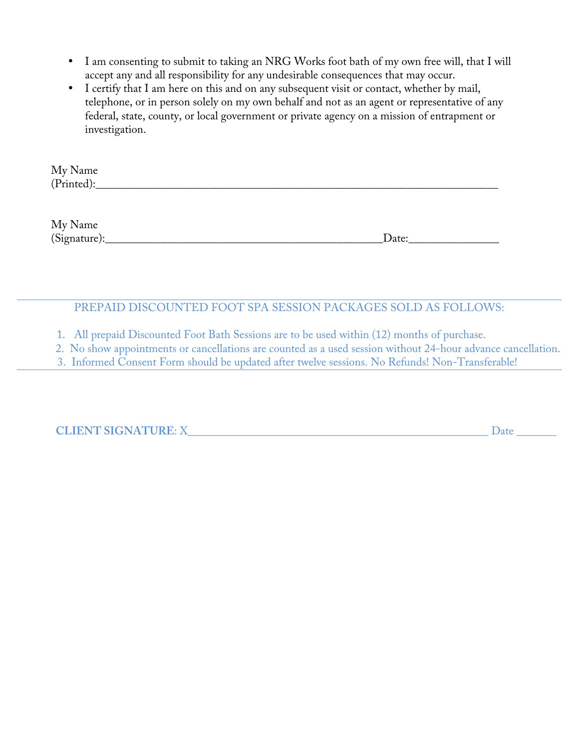- I am consenting to submit to taking an NRG Works foot bath of my own free will, that I will accept any and all responsibility for any undesirable consequences that may occur.
- I certify that I am here on this and on any subsequent visit or contact, whether by mail, telephone, or in person solely on my own behalf and not as an agent or representative of any federal, state, county, or local government or private agency on a mission of entrapment or investigation.

My Name
(Printed):___________________________________________________________________________

My Name
(Signature):___________________________________________________Date:_______________

---

PREPAID DISCOUNTED FOOT SPA SESSION PACKAGES SOLD AS FOLLOWS:

1. All prepaid Discounted Foot Bath Sessions are to be used within (12) months of purchase.
2. No show appointments or cancellations are counted as a used session without 24-hour advance cancellation.
3. Informed Consent Form should be updated after twelve sessions. No Refunds! Non-Transferable!

---

**CLIENT SIGNATURE**: X______________________________________________________ Date _______